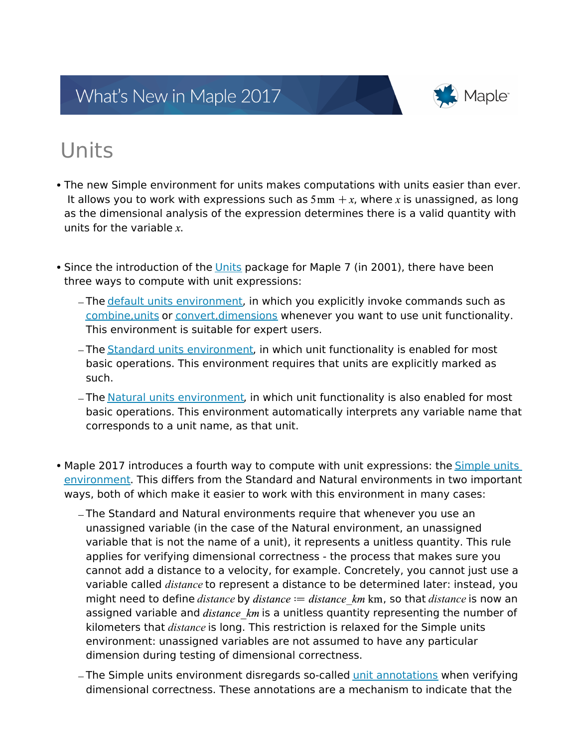# Units

- The new Simple environment for units makes computations with units easier than ever. It allows you to work with expressions such as $5\,\mathrm{mm} + x$, where $x$ is unassigned, as long as the dimensional analysis of the expression determines there is a valid quantity with units for the variable $x$.

- Since the introduction of the Units package for Maple 7 (in 2001), there have been three ways to compute with unit expressions:
  - The default units environment, in which you explicitly invoke commands such as combine,units or convert,dimensions whenever you want to use unit functionality. This environment is suitable for expert users.
  - The Standard units environment, in which unit functionality is enabled for most basic operations. This environment requires that units are explicitly marked as such.
  - The Natural units environment, in which unit functionality is also enabled for most basic operations. This environment automatically interprets any variable name that corresponds to a unit name, as that unit.

- Maple 2017 introduces a fourth way to compute with unit expressions: the Simple units environment. This differs from the Standard and Natural environments in two important ways, both of which make it easier to work with this environment in many cases:
  - The Standard and Natural environments require that whenever you use an unassigned variable (in the case of the Natural environment, an unassigned variable that is not the name of a unit), it represents a unitless quantity. This rule applies for verifying dimensional correctness - the process that makes sure you cannot add a distance to a velocity, for example. Concretely, you cannot just use a variable called $distance$ to represent a distance to be determined later: instead, you might need to define $distance$ by $distance := distance\_km\ \mathrm{km}$, so that $distance$ is now an assigned variable and $distance\_km$ is a unitless quantity representing the number of kilometers that $distance$ is long. This restriction is relaxed for the Simple units environment: unassigned variables are not assumed to have any particular dimension during testing of dimensional correctness.
  - The Simple units environment disregards so-called unit annotations when verifying dimensional correctness. These annotations are a mechanism to indicate that the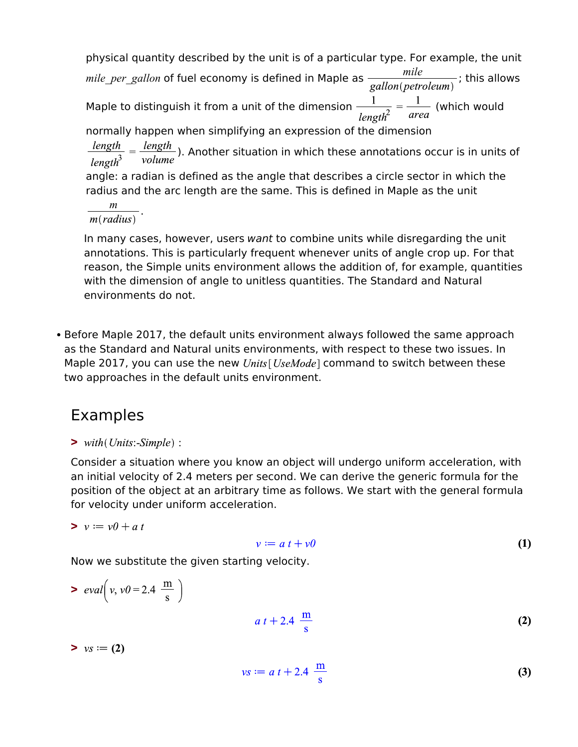physical quantity described by the unit is of a particular type. For example, the unit $mile\_per\_gallon$ of fuel economy is defined in Maple as $\frac{mile}{gallon(petroleum)}$; this allows Maple to distinguish it from a unit of the dimension $\frac{1}{length^2} = \frac{1}{area}$ (which would normally happen when simplifying an expression of the dimension $\frac{length}{length^3} = \frac{length}{volume}$). Another situation in which these annotations occur is in units of angle: a radian is defined as the angle that describes a circle sector in which the radius and the arc length are the same. This is defined in Maple as the unit $\frac{m}{m(radius)}$.

In many cases, however, users *want* to combine units while disregarding the unit annotations. This is particularly frequent whenever units of angle crop up. For that reason, the Simple units environment allows the addition of, for example, quantities with the dimension of angle to unitless quantities. The Standard and Natural environments do not.

- Before Maple 2017, the default units environment always followed the same approach as the Standard and Natural units environments, with respect to these two issues. In Maple 2017, you can use the new $Units[UseMode]$ command to switch between these two approaches in the default units environment.

## Examples

> $with(Units\text{:-}Simple)$ :

Consider a situation where you know an object will undergo uniform acceleration, with an initial velocity of 2.4 meters per second. We can derive the generic formula for the position of the object at an arbitrary time as follows. We start with the general formula for velocity under uniform acceleration.

> $v := v0 + a\ t$

$$v := a\ t + v0 \tag{1}$$

Now we substitute the given starting velocity.

> $eval\left(v, v0 = 2.4\ \frac{\mathrm{m}}{\mathrm{s}}\right)$

$$a\ t + 2.4\ \frac{\mathrm{m}}{\mathrm{s}} \tag{2}$$

> $vs := \mathbf{(2)}$

$$vs := a\ t + 2.4\ \frac{\mathrm{m}}{\mathrm{s}} \tag{3}$$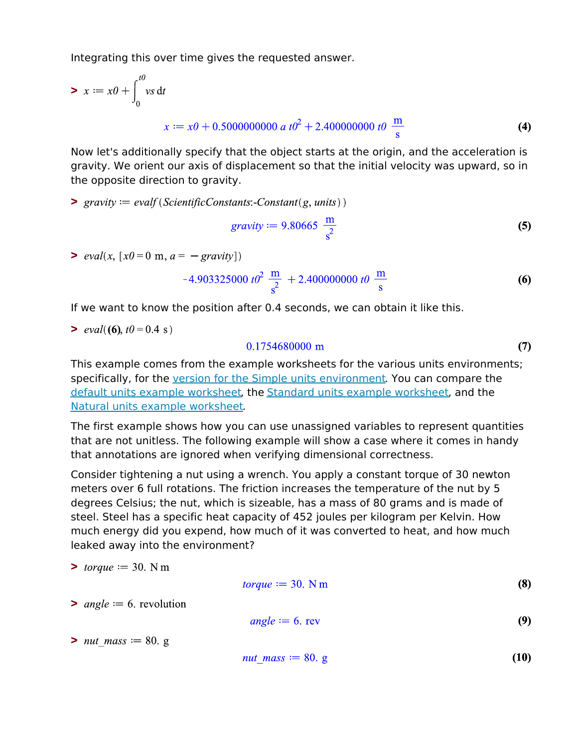Integrating this over time gives the requested answer.

$$> x := x0 + \int_0^{t0} vs \, dt$$

$$x := x0 + 0.5000000000 \, a \, t0^2 + 2.400000000 \, t0 \, \frac{\text{m}}{\text{s}} \quad \textbf{(4)}$$

Now let's additionally specify that the object starts at the origin, and the acceleration is gravity. We orient our axis of displacement so that the initial velocity was upward, so in the opposite direction to gravity.

$$> gravity := evalf(ScientificConstants\text{:-}Constant(g, units))$$

$$gravity := 9.80665 \, \frac{\text{m}}{\text{s}^2} \quad \textbf{(5)}$$

$$> eval(x, [x0 = 0 \text{ m}, a = -gravity])$$

$$-4.903325000 \, t0^2 \, \frac{\text{m}}{\text{s}^2} + 2.400000000 \, t0 \, \frac{\text{m}}{\text{s}} \quad \textbf{(6)}$$

If we want to know the position after 0.4 seconds, we can obtain it like this.

$$> eval(\textbf{(6)}, t0 = 0.4 \text{ s})$$

$$0.1754680000 \text{ m} \quad \textbf{(7)}$$

This example comes from the example worksheets for the various units environments; specifically, for the version for the Simple units environment. You can compare the default units example worksheet, the Standard units example worksheet, and the Natural units example worksheet.

The first example shows how you can use unassigned variables to represent quantities that are not unitless. The following example will show a case where it comes in handy that annotations are ignored when verifying dimensional correctness.

Consider tightening a nut using a wrench. You apply a constant torque of 30 newton meters over 6 full rotations. The friction increases the temperature of the nut by 5 degrees Celsius; the nut, which is sizeable, has a mass of 80 grams and is made of steel. Steel has a specific heat capacity of 452 joules per kilogram per Kelvin. How much energy did you expend, how much of it was converted to heat, and how much leaked away into the environment?

$$> torque := 30. \text{ N m}$$

$$torque := 30. \text{ N m} \quad \textbf{(8)}$$

$$> angle := 6. \text{ revolution}$$

$$angle := 6. \text{ rev} \quad \textbf{(9)}$$

$$> nut\_mass := 80. \text{ g}$$

$$nut\_mass := 80. \text{ g} \quad \textbf{(10)}$$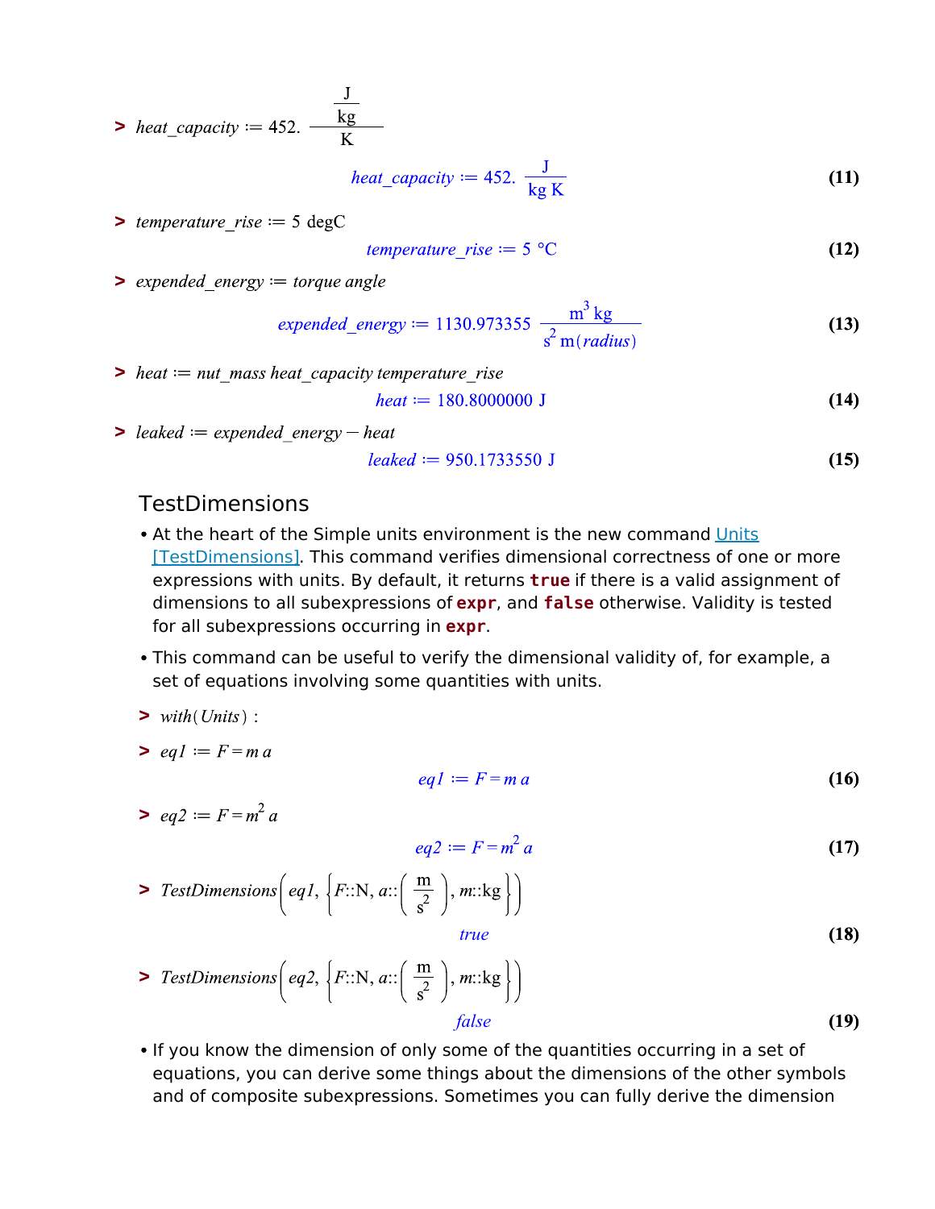> $heat\_capacity := 452. \dfrac{\frac{\text{J}}{\text{kg}}}{\text{K}}$

$$heat\_capacity := 452. \frac{\text{J}}{\text{kg K}} \tag{11}$$

> $temperature\_rise := 5 \text{ degC}$

$$temperature\_rise := 5 \text{ °C} \tag{12}$$

> $expended\_energy := torque\ angle$

$$expended\_energy := 1130.973355 \frac{\text{m}^3 \text{ kg}}{\text{s}^2 \text{ m}(radius)} \tag{13}$$

> $heat := nut\_mass\ heat\_capacity\ temperature\_rise$

$$heat := 180.8000000 \text{ J} \tag{14}$$

> $leaked := expended\_energy - heat$

$$leaked := 950.1733550 \text{ J} \tag{15}$$

## TestDimensions

- At the heart of the Simple units environment is the new command Units[TestDimensions]. This command verifies dimensional correctness of one or more expressions with units. By default, it returns **true** if there is a valid assignment of dimensions to all subexpressions of **expr**, and **false** otherwise. Validity is tested for all subexpressions occurring in **expr**.
- This command can be useful to verify the dimensional validity of, for example, a set of equations involving some quantities with units.

> $with(Units):$

> $eq1 := F = m\ a$

$$eq1 := F = m\ a \tag{16}$$

> $eq2 := F = m^2\ a$

$$eq2 := F = m^2\ a \tag{17}$$

> $TestDimensions\left(eq1, \left\{F::\text{N}, a::\left(\frac{\text{m}}{\text{s}^2}\right), m::\text{kg}\right\}\right)$

$$true \tag{18}$$

> $TestDimensions\left(eq2, \left\{F::\text{N}, a::\left(\frac{\text{m}}{\text{s}^2}\right), m::\text{kg}\right\}\right)$

$$false \tag{19}$$

- If you know the dimension of only some of the quantities occurring in a set of equations, you can derive some things about the dimensions of the other symbols and of composite subexpressions. Sometimes you can fully derive the dimension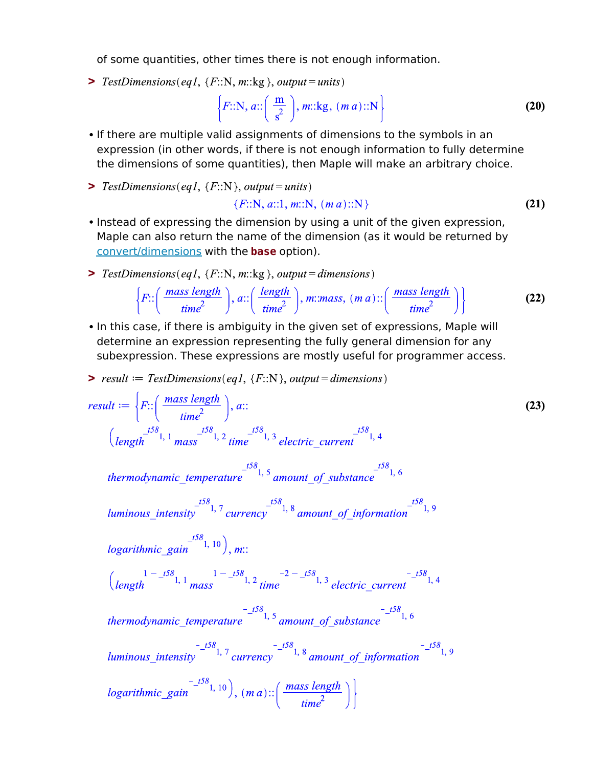of some quantities, other times there is not enough information.

```
> TestDimensions(eq1, {F::N, m::kg}, output = units)
```

$$\left\{F::\mathrm{N},\ a::\left(\frac{\mathrm{m}}{\mathrm{s}^2}\right),\ m::\mathrm{kg},\ (m\,a)::\mathrm{N}\right\} \tag{20}$$

- If there are multiple valid assignments of dimensions to the symbols in an expression (in other words, if there is not enough information to fully determine the dimensions of some quantities), then Maple will make an arbitrary choice.

```
> TestDimensions(eq1, {F::N}, output = units)
```

$$\{F::\mathrm{N},\ a::1,\ m::\mathrm{N},\ (m\,a)::\mathrm{N}\} \tag{21}$$

- Instead of expressing the dimension by using a unit of the given expression, Maple can also return the name of the dimension (as it would be returned by convert/dimensions with the **base** option).

```
> TestDimensions(eq1, {F::N, m::kg}, output = dimensions)
```

$$\left\{F::\left(\frac{mass\ length}{time^2}\right),\ a::\left(\frac{length}{time^2}\right),\ m::mass,\ (m\,a)::\left(\frac{mass\ length}{time^2}\right)\right\} \tag{22}$$

- In this case, if there is ambiguity in the given set of expressions, Maple will determine an expression representing the fully general dimension for any subexpression. These expressions are mostly useful for programmer access.

```
> result := TestDimensions(eq1, {F::N}, output = dimensions)
```

$$result := \left\{F::\left(\frac{mass\ length}{time^2}\right),\ a:: \left(length^{\_t58_{1,1}}\ mass^{\_t58_{1,2}}\ time^{\_t58_{1,3}}\ electric\_current^{\_t58_{1,4}}\ thermodynamic\_temperature^{\_t58_{1,5}}\ amount\_of\_substance^{\_t58_{1,6}}\ luminous\_intensity^{\_t58_{1,7}}\ currency^{\_t58_{1,8}}\ amount\_of\_information^{\_t58_{1,9}}\ logarithmic\_gain^{\_t58_{1,10}}\right),\ m:: \left(length^{1-\_t58_{1,1}}\ mass^{1-\_t58_{1,2}}\ time^{-2-\_t58_{1,3}}\ electric\_current^{-\_t58_{1,4}}\ thermodynamic\_temperature^{-\_t58_{1,5}}\ amount\_of\_substance^{-\_t58_{1,6}}\ luminous\_intensity^{-\_t58_{1,7}}\ currency^{-\_t58_{1,8}}\ amount\_of\_information^{-\_t58_{1,9}}\ logarithmic\_gain^{-\_t58_{1,10}}\right),\ (m\,a)::\left(\frac{mass\ length}{time^2}\right)\right\} \tag{23}$$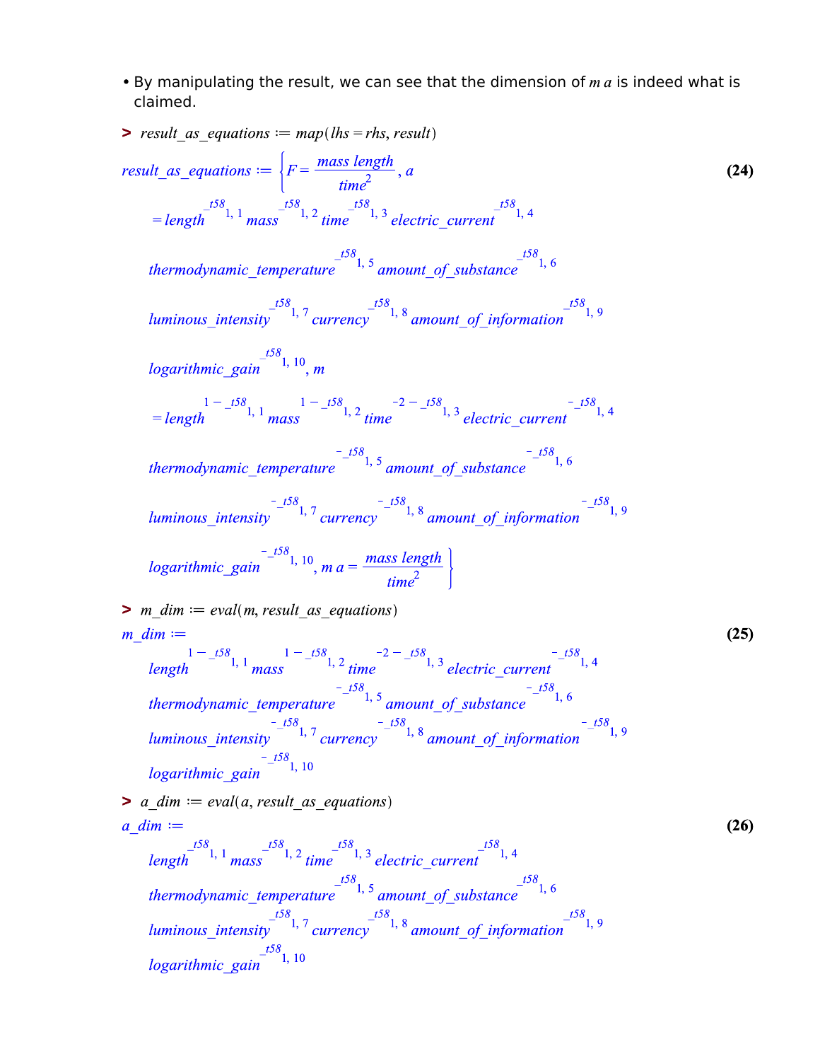- By manipulating the result, we can see that the dimension of $m\,a$ is indeed what is claimed.

```
> result_as_equations := map(lhs = rhs, result)
```

$$result\_as\_equations := \left\{F = \frac{mass\ length}{time^2},\ a = length^{\_t58_{1,1}}\ mass^{\_t58_{1,2}}\ time^{\_t58_{1,3}}\ electric\_current^{\_t58_{1,4}}\ thermodynamic\_temperature^{\_t58_{1,5}}\ amount\_of\_substance^{\_t58_{1,6}}\ luminous\_intensity^{\_t58_{1,7}}\ currency^{\_t58_{1,8}}\ amount\_of\_information^{\_t58_{1,9}}\ logarithmic\_gain^{\_t58_{1,10}},\ m = length^{1-\_t58_{1,1}}\ mass^{1-\_t58_{1,2}}\ time^{-2-\_t58_{1,3}}\ electric\_current^{-\_t58_{1,4}}\ thermodynamic\_temperature^{-\_t58_{1,5}}\ amount\_of\_substance^{-\_t58_{1,6}}\ luminous\_intensity^{-\_t58_{1,7}}\ currency^{-\_t58_{1,8}}\ amount\_of\_information^{-\_t58_{1,9}}\ logarithmic\_gain^{-\_t58_{1,10}},\ m\,a = \frac{mass\ length}{time^2}\right\} \quad \textbf{(24)}$$

```
> m_dim := eval(m, result_as_equations)
```

$$m\_dim := length^{1-\_t58_{1,1}}\ mass^{1-\_t58_{1,2}}\ time^{-2-\_t58_{1,3}}\ electric\_current^{-\_t58_{1,4}}\ thermodynamic\_temperature^{-\_t58_{1,5}}\ amount\_of\_substance^{-\_t58_{1,6}}\ luminous\_intensity^{-\_t58_{1,7}}\ currency^{-\_t58_{1,8}}\ amount\_of\_information^{-\_t58_{1,9}}\ logarithmic\_gain^{-\_t58_{1,10}} \quad \textbf{(25)}$$

```
> a_dim := eval(a, result_as_equations)
```

$$a\_dim := length^{\_t58_{1,1}}\ mass^{\_t58_{1,2}}\ time^{\_t58_{1,3}}\ electric\_current^{\_t58_{1,4}}\ thermodynamic\_temperature^{\_t58_{1,5}}\ amount\_of\_substance^{\_t58_{1,6}}\ luminous\_intensity^{\_t58_{1,7}}\ currency^{\_t58_{1,8}}\ amount\_of\_information^{\_t58_{1,9}}\ logarithmic\_gain^{\_t58_{1,10}} \quad \textbf{(26)}$$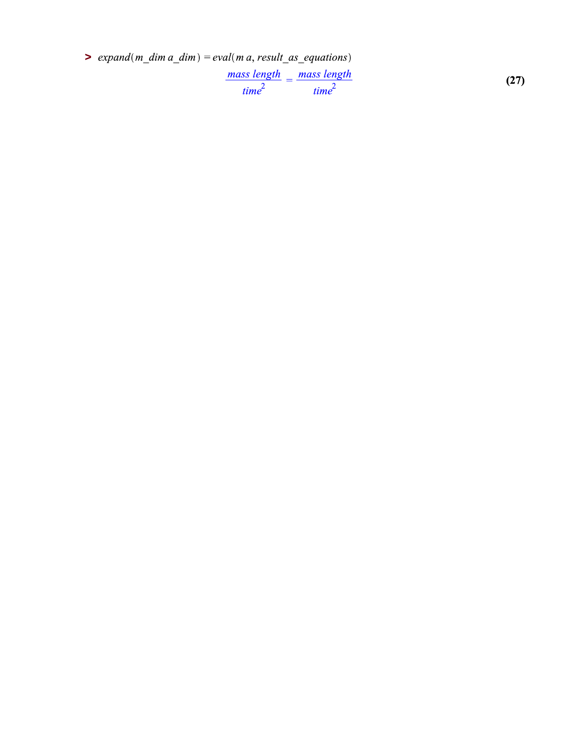> $expand(m\_dim\ a\_dim) = eval(m\ a, result\_as\_equations)$

$$\frac{mass\ length}{time^2} = \frac{mass\ length}{time^2} \tag{27}$$